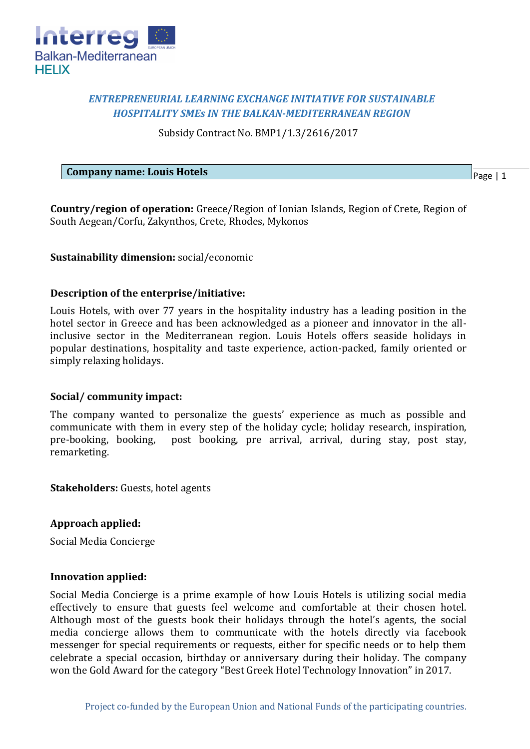***ENTREPRENEURIAL LEARNING EXCHANGE INITIATIVE FOR SUSTAINABLE HOSPITALITY SMEs IN THE BALKAN-MEDITERRANEAN REGION***

Subsidy Contract No. BMP1/1.3/2616/2017

**Company name: Louis Hotels**

**Country/region of operation:** Greece/Region of Ionian Islands, Region of Crete, Region of South Aegean/Corfu, Zakynthos, Crete, Rhodes, Mykonos

**Sustainability dimension:** social/economic

**Description of the enterprise/initiative:**

Louis Hotels, with over 77 years in the hospitality industry has a leading position in the hotel sector in Greece and has been acknowledged as a pioneer and innovator in the all-inclusive sector in the Mediterranean region. Louis Hotels offers seaside holidays in popular destinations, hospitality and taste experience, action-packed, family oriented or simply relaxing holidays.

**Social/ community impact:**

The company wanted to personalize the guests' experience as much as possible and communicate with them in every step of the holiday cycle; holiday research, inspiration, pre-booking, booking, post booking, pre arrival, arrival, during stay, post stay, remarketing.

**Stakeholders:** Guests, hotel agents

**Approach applied:**

Social Media Concierge

**Innovation applied:**

Social Media Concierge is a prime example of how Louis Hotels is utilizing social media effectively to ensure that guests feel welcome and comfortable at their chosen hotel. Although most of the guests book their holidays through the hotel's agents, the social media concierge allows them to communicate with the hotels directly via facebook messenger for special requirements or requests, either for specific needs or to help them celebrate a special occasion, birthday or anniversary during their holiday. The company won the Gold Award for the category "Best Greek Hotel Technology Innovation" in 2017.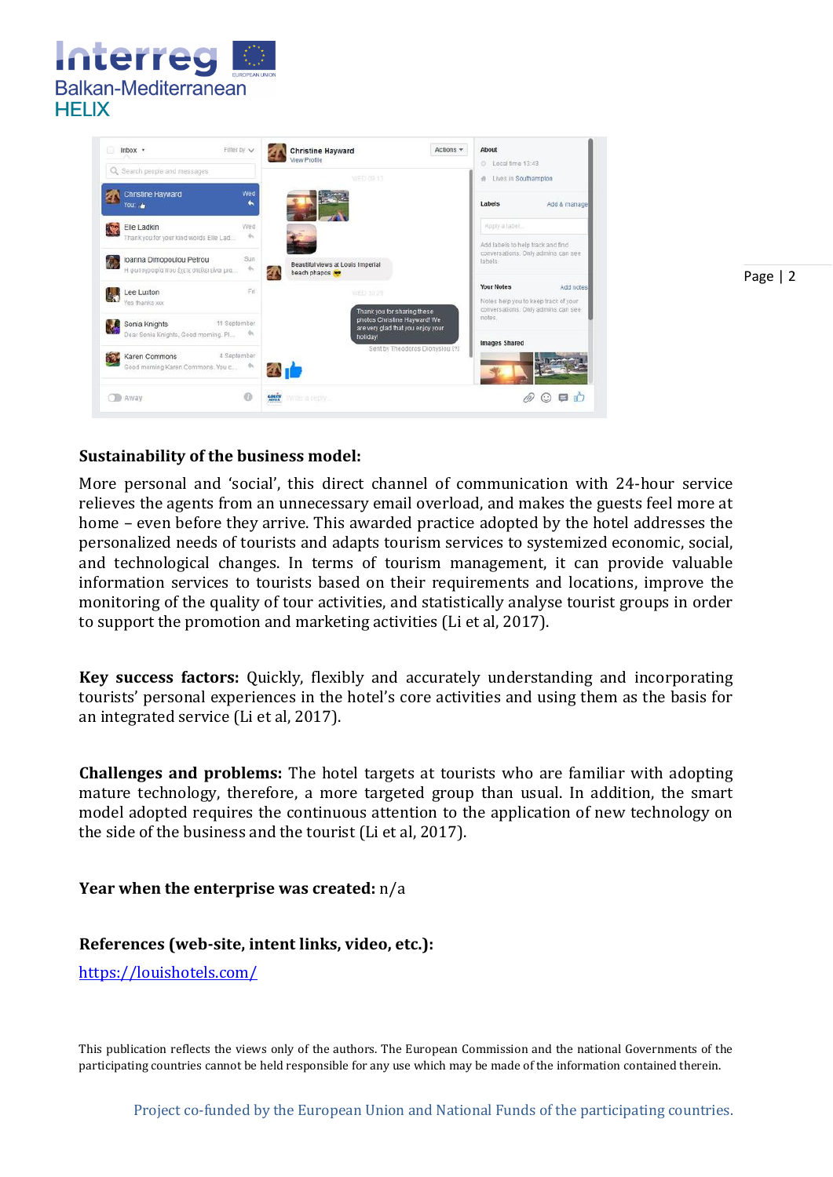**Sustainability of the business model:**

More personal and 'social', this direct channel of communication with 24-hour service relieves the agents from an unnecessary email overload, and makes the guests feel more at home – even before they arrive. This awarded practice adopted by the hotel addresses the personalized needs of tourists and adapts tourism services to systemized economic, social, and technological changes. In terms of tourism management, it can provide valuable information services to tourists based on their requirements and locations, improve the monitoring of the quality of tour activities, and statistically analyse tourist groups in order to support the promotion and marketing activities (Li et al, 2017).

**Key success factors:** Quickly, flexibly and accurately understanding and incorporating tourists' personal experiences in the hotel's core activities and using them as the basis for an integrated service (Li et al, 2017).

**Challenges and problems:** The hotel targets at tourists who are familiar with adopting mature technology, therefore, a more targeted group than usual. In addition, the smart model adopted requires the continuous attention to the application of new technology on the side of the business and the tourist (Li et al, 2017).

**Year when the enterprise was created:** n/a

**References (web-site, intent links, video, etc.):**

https://louishotels.com/

This publication reflects the views only of the authors. The European Commission and the national Governments of the participating countries cannot be held responsible for any use which may be made of the information contained therein.

Project co-funded by the European Union and National Funds of the participating countries.